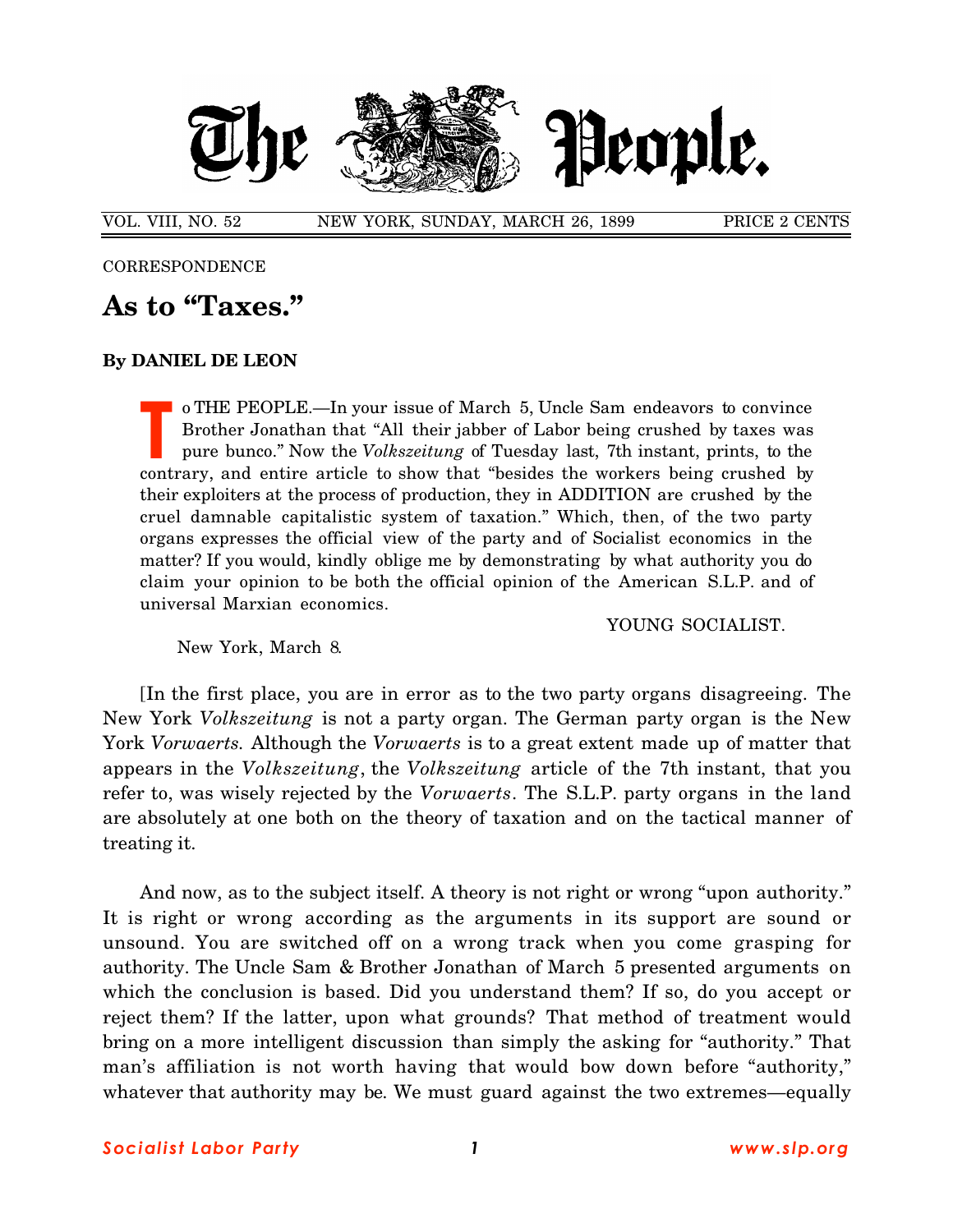# The People.

VOL. VIII, NO. 52 NEW YORK, SUNDAY, MARCH 26, 1899 PRICE 2 CENTS

CORRESPONDENCE

## As to "Taxes."

**By DANIEL DE LEON**

To THE PEOPLE.—In your issue of March 5, Uncle Sam endeavors to convince Brother Jonathan that "All their jabber of Labor being crushed by taxes was pure bunco." Now the *Volkszeitung* of Tuesday last, 7th instant, prints, to the contrary, and entire article to show that "besides the workers being crushed by their exploiters at the process of production, they in ADDITION are crushed by the cruel damnable capitalistic system of taxation." Which, then, of the two party organs expresses the official view of the party and of Socialist economics in the matter? If you would, kindly oblige me by demonstrating by what authority you do claim your opinion to be both the official opinion of the American S.L.P. and of universal Marxian economics.

YOUNG SOCIALIST.

New York, March 8.

[In the first place, you are in error as to the two party organs disagreeing. The New York *Volkszeitung* is not a party organ. The German party organ is the New York *Vorwaerts.* Although the *Vorwaerts* is to a great extent made up of matter that appears in the *Volkszeitung*, the *Volkszeitung* article of the 7th instant, that you refer to, was wisely rejected by the *Vorwaerts*. The S.L.P. party organs in the land are absolutely at one both on the theory of taxation and on the tactical manner of treating it.

And now, as to the subject itself. A theory is not right or wrong "upon authority." It is right or wrong according as the arguments in its support are sound or unsound. You are switched off on a wrong track when you come grasping for authority. The Uncle Sam & Brother Jonathan of March 5 presented arguments on which the conclusion is based. Did you understand them? If so, do you accept or reject them? If the latter, upon what grounds? That method of treatment would bring on a more intelligent discussion than simply the asking for "authority." That man's affiliation is not worth having that would bow down before "authority," whatever that authority may be. We must guard against the two extremes—equally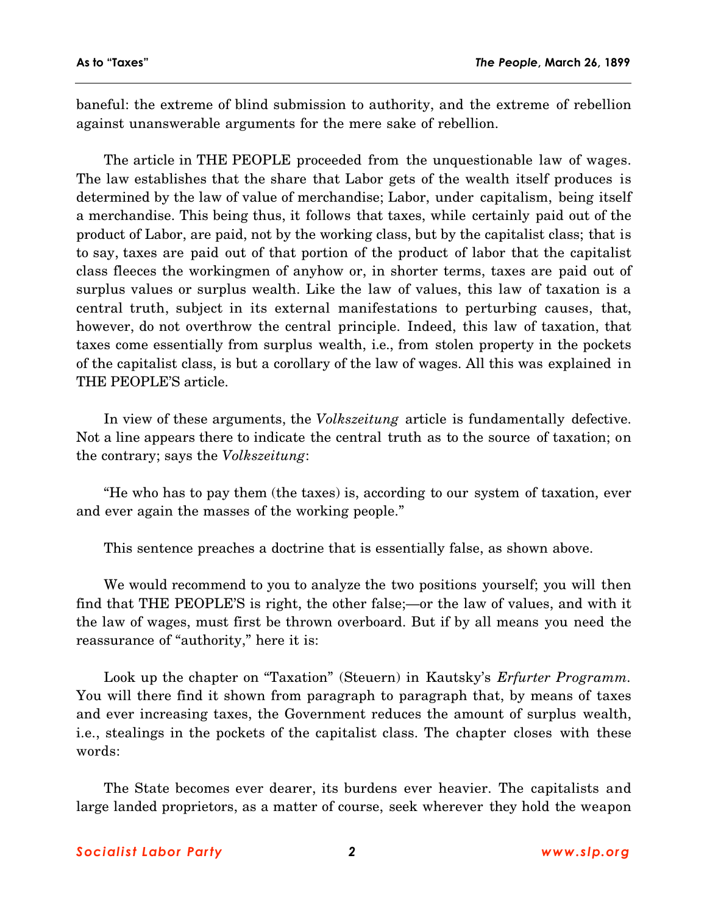baneful: the extreme of blind submission to authority, and the extreme of rebellion against unanswerable arguments for the mere sake of rebellion.

The article in THE PEOPLE proceeded from the unquestionable law of wages. The law establishes that the share that Labor gets of the wealth itself produces is determined by the law of value of merchandise; Labor, under capitalism, being itself a merchandise. This being thus, it follows that taxes, while certainly paid out of the product of Labor, are paid, not by the working class, but by the capitalist class; that is to say, taxes are paid out of that portion of the product of labor that the capitalist class fleeces the workingmen of anyhow or, in shorter terms, taxes are paid out of surplus values or surplus wealth. Like the law of values, this law of taxation is a central truth, subject in its external manifestations to perturbing causes, that, however, do not overthrow the central principle. Indeed, this law of taxation, that taxes come essentially from surplus wealth, i.e., from stolen property in the pockets of the capitalist class, is but a corollary of the law of wages. All this was explained in THE PEOPLE'S article.

In view of these arguments, the *Volkszeitung* article is fundamentally defective. Not a line appears there to indicate the central truth as to the source of taxation; on the contrary; says the *Volkszeitung*:

"He who has to pay them (the taxes) is, according to our system of taxation, ever and ever again the masses of the working people."

This sentence preaches a doctrine that is essentially false, as shown above.

We would recommend to you to analyze the two positions yourself; you will then find that THE PEOPLE'S is right, the other false;—or the law of values, and with it the law of wages, must first be thrown overboard. But if by all means you need the reassurance of "authority," here it is:

Look up the chapter on "Taxation" (Steuern) in Kautsky's *Erfurter Programm*. You will there find it shown from paragraph to paragraph that, by means of taxes and ever increasing taxes, the Government reduces the amount of surplus wealth, i.e., stealings in the pockets of the capitalist class. The chapter closes with these words:

The State becomes ever dearer, its burdens ever heavier. The capitalists and large landed proprietors, as a matter of course, seek wherever they hold the weapon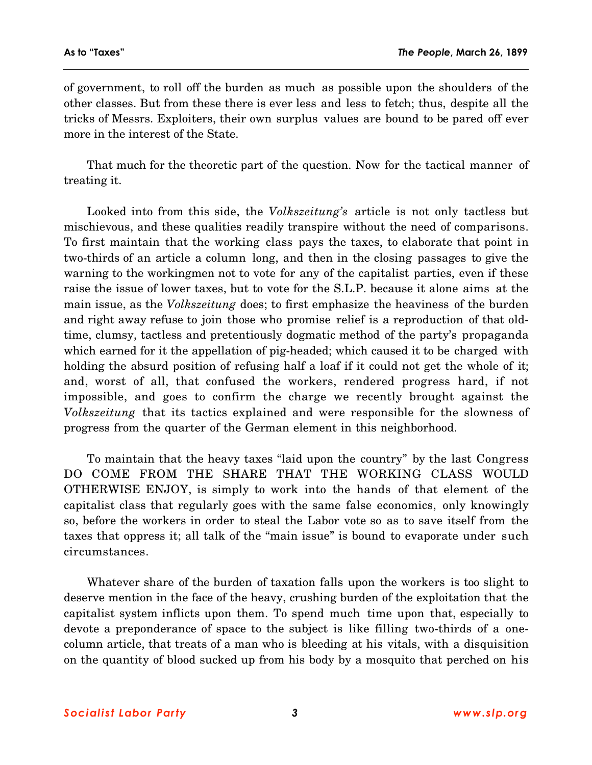of government, to roll off the burden as much as possible upon the shoulders of the other classes. But from these there is ever less and less to fetch; thus, despite all the tricks of Messrs. Exploiters, their own surplus values are bound to be pared off ever more in the interest of the State.

That much for the theoretic part of the question. Now for the tactical manner of treating it.

Looked into from this side, the *Volkszeitung's* article is not only tactless but mischievous, and these qualities readily transpire without the need of comparisons. To first maintain that the working class pays the taxes, to elaborate that point in two-thirds of an article a column long, and then in the closing passages to give the warning to the workingmen not to vote for any of the capitalist parties, even if these raise the issue of lower taxes, but to vote for the S.L.P. because it alone aims at the main issue, as the *Volkszeitung* does; to first emphasize the heaviness of the burden and right away refuse to join those who promise relief is a reproduction of that old-time, clumsy, tactless and pretentiously dogmatic method of the party's propaganda which earned for it the appellation of pig-headed; which caused it to be charged with holding the absurd position of refusing half a loaf if it could not get the whole of it; and, worst of all, that confused the workers, rendered progress hard, if not impossible, and goes to confirm the charge we recently brought against the *Volkszeitung* that its tactics explained and were responsible for the slowness of progress from the quarter of the German element in this neighborhood.

To maintain that the heavy taxes "laid upon the country" by the last Congress DO COME FROM THE SHARE THAT THE WORKING CLASS WOULD OTHERWISE ENJOY, is simply to work into the hands of that element of the capitalist class that regularly goes with the same false economics, only knowingly so, before the workers in order to steal the Labor vote so as to save itself from the taxes that oppress it; all talk of the "main issue" is bound to evaporate under such circumstances.

Whatever share of the burden of taxation falls upon the workers is too slight to deserve mention in the face of the heavy, crushing burden of the exploitation that the capitalist system inflicts upon them. To spend much time upon that, especially to devote a preponderance of space to the subject is like filling two-thirds of a one-column article, that treats of a man who is bleeding at his vitals, with a disquisition on the quantity of blood sucked up from his body by a mosquito that perched on his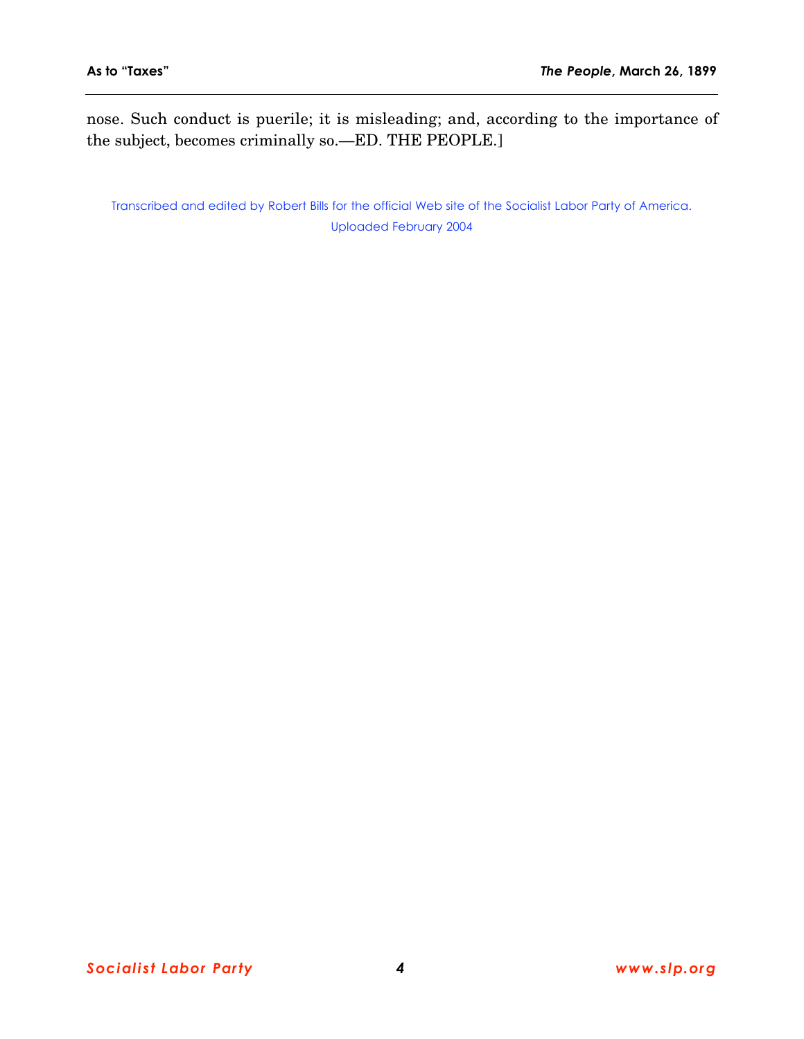nose. Such conduct is puerile; it is misleading; and, according to the importance of the subject, becomes criminally so.—ED. THE PEOPLE.]

Transcribed and edited by Robert Bills for the official Web site of the Socialist Labor Party of America.
Uploaded February 2004